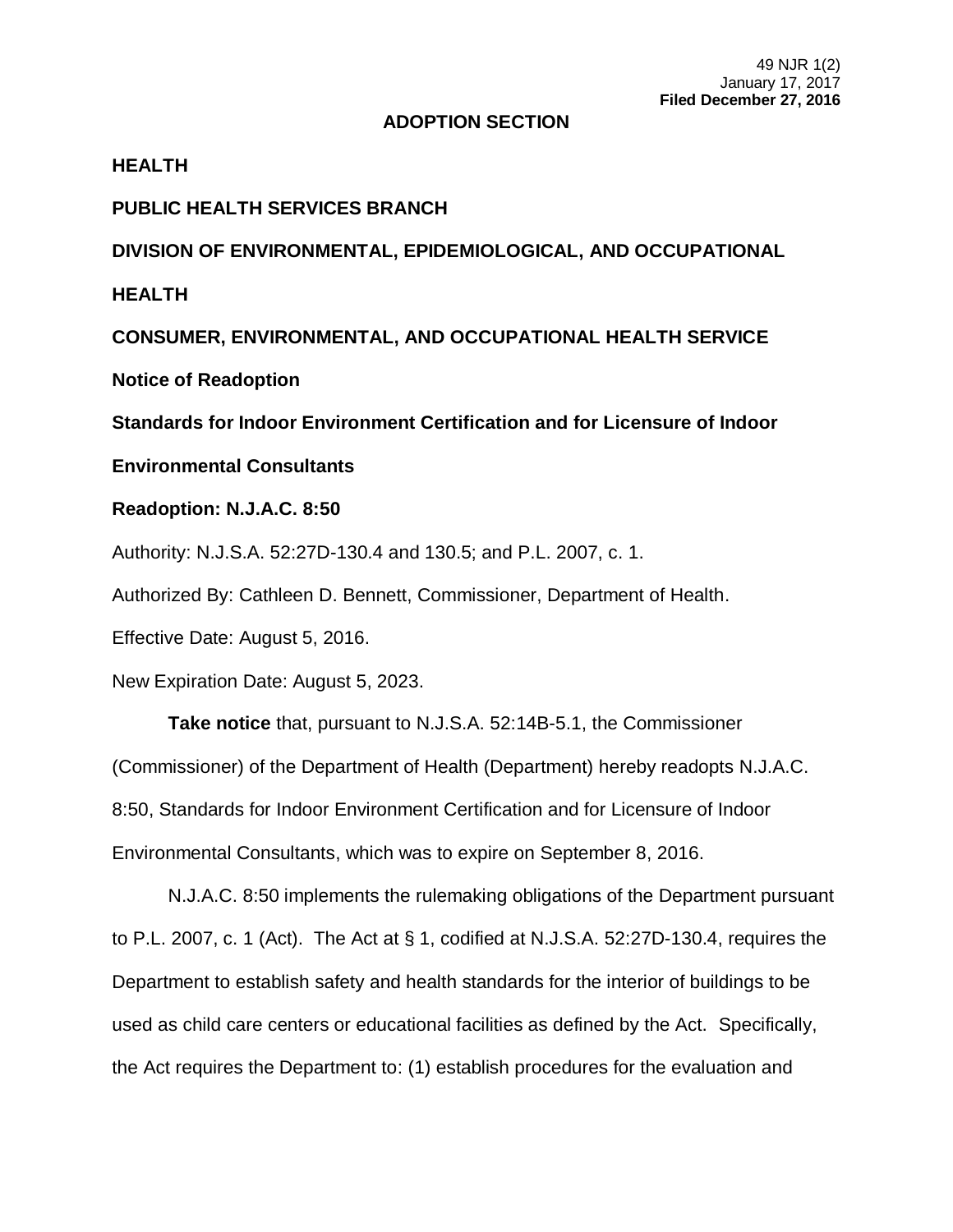49 NJR 1(2)
January 17, 2017
**Filed December 27, 2016**

# ADOPTION SECTION

**HEALTH**

**PUBLIC HEALTH SERVICES BRANCH**

**DIVISION OF ENVIRONMENTAL, EPIDEMIOLOGICAL, AND OCCUPATIONAL HEALTH**

**CONSUMER, ENVIRONMENTAL, AND OCCUPATIONAL HEALTH SERVICE**

**Notice of Readoption**

**Standards for Indoor Environment Certification and for Licensure of Indoor Environmental Consultants**

**Readoption: N.J.A.C. 8:50**

Authority: N.J.S.A. 52:27D-130.4 and 130.5; and P.L. 2007, c. 1.

Authorized By: Cathleen D. Bennett, Commissioner, Department of Health.

Effective Date: August 5, 2016.

New Expiration Date: August 5, 2023.

**Take notice** that, pursuant to N.J.S.A. 52:14B-5.1, the Commissioner (Commissioner) of the Department of Health (Department) hereby readopts N.J.A.C. 8:50, Standards for Indoor Environment Certification and for Licensure of Indoor Environmental Consultants, which was to expire on September 8, 2016.

N.J.A.C. 8:50 implements the rulemaking obligations of the Department pursuant to P.L. 2007, c. 1 (Act). The Act at § 1, codified at N.J.S.A. 52:27D-130.4, requires the Department to establish safety and health standards for the interior of buildings to be used as child care centers or educational facilities as defined by the Act. Specifically, the Act requires the Department to: (1) establish procedures for the evaluation and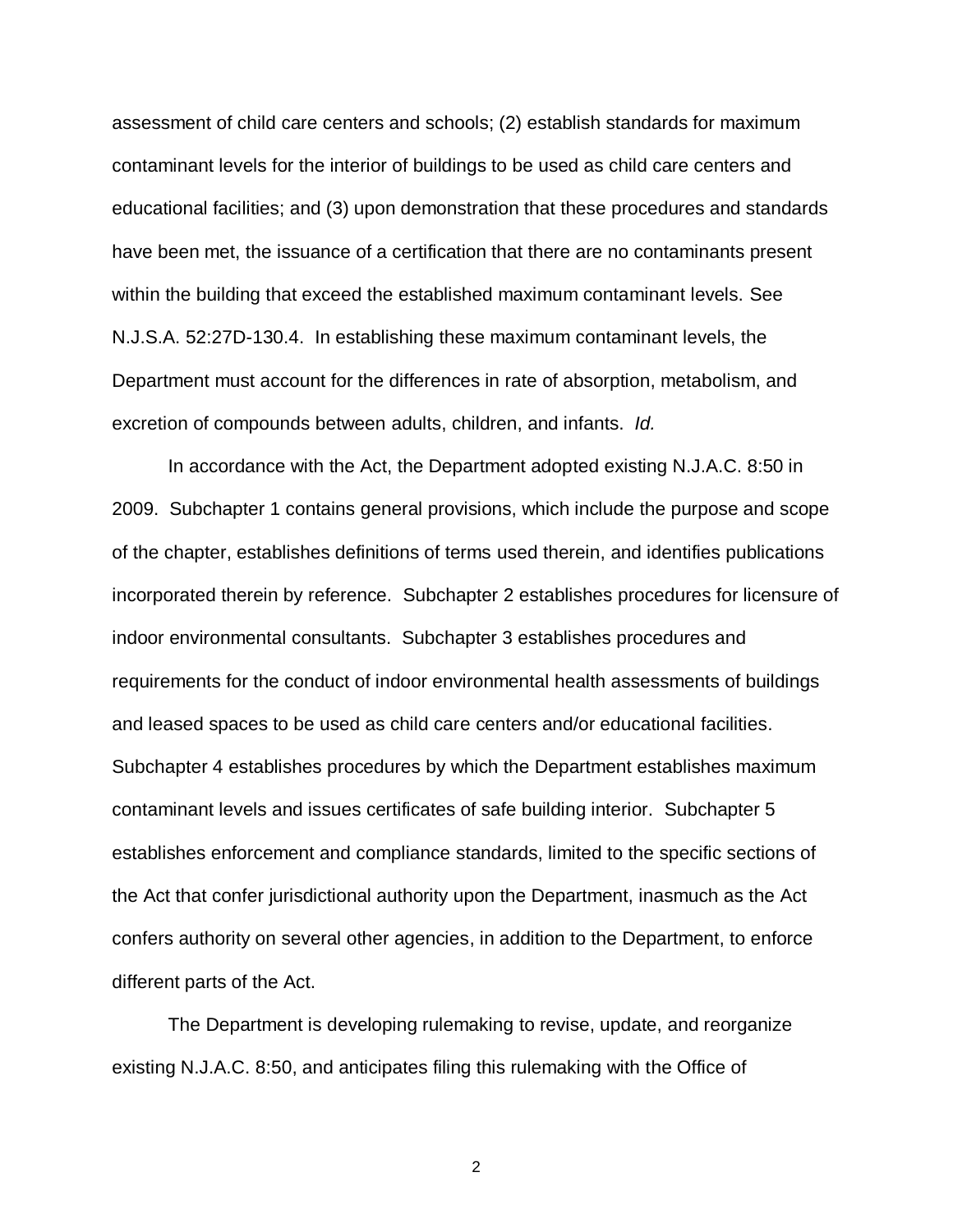assessment of child care centers and schools; (2) establish standards for maximum contaminant levels for the interior of buildings to be used as child care centers and educational facilities; and (3) upon demonstration that these procedures and standards have been met, the issuance of a certification that there are no contaminants present within the building that exceed the established maximum contaminant levels. See N.J.S.A. 52:27D-130.4. In establishing these maximum contaminant levels, the Department must account for the differences in rate of absorption, metabolism, and excretion of compounds between adults, children, and infants. *Id.*

In accordance with the Act, the Department adopted existing N.J.A.C. 8:50 in 2009. Subchapter 1 contains general provisions, which include the purpose and scope of the chapter, establishes definitions of terms used therein, and identifies publications incorporated therein by reference. Subchapter 2 establishes procedures for licensure of indoor environmental consultants. Subchapter 3 establishes procedures and requirements for the conduct of indoor environmental health assessments of buildings and leased spaces to be used as child care centers and/or educational facilities. Subchapter 4 establishes procedures by which the Department establishes maximum contaminant levels and issues certificates of safe building interior. Subchapter 5 establishes enforcement and compliance standards, limited to the specific sections of the Act that confer jurisdictional authority upon the Department, inasmuch as the Act confers authority on several other agencies, in addition to the Department, to enforce different parts of the Act.

The Department is developing rulemaking to revise, update, and reorganize existing N.J.A.C. 8:50, and anticipates filing this rulemaking with the Office of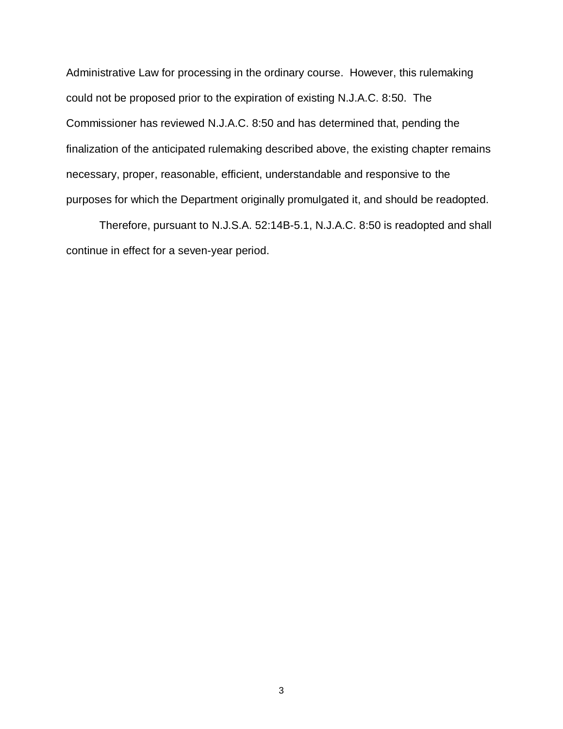Administrative Law for processing in the ordinary course. However, this rulemaking could not be proposed prior to the expiration of existing N.J.A.C. 8:50. The Commissioner has reviewed N.J.A.C. 8:50 and has determined that, pending the finalization of the anticipated rulemaking described above, the existing chapter remains necessary, proper, reasonable, efficient, understandable and responsive to the purposes for which the Department originally promulgated it, and should be readopted.

Therefore, pursuant to N.J.S.A. 52:14B-5.1, N.J.A.C. 8:50 is readopted and shall continue in effect for a seven-year period.